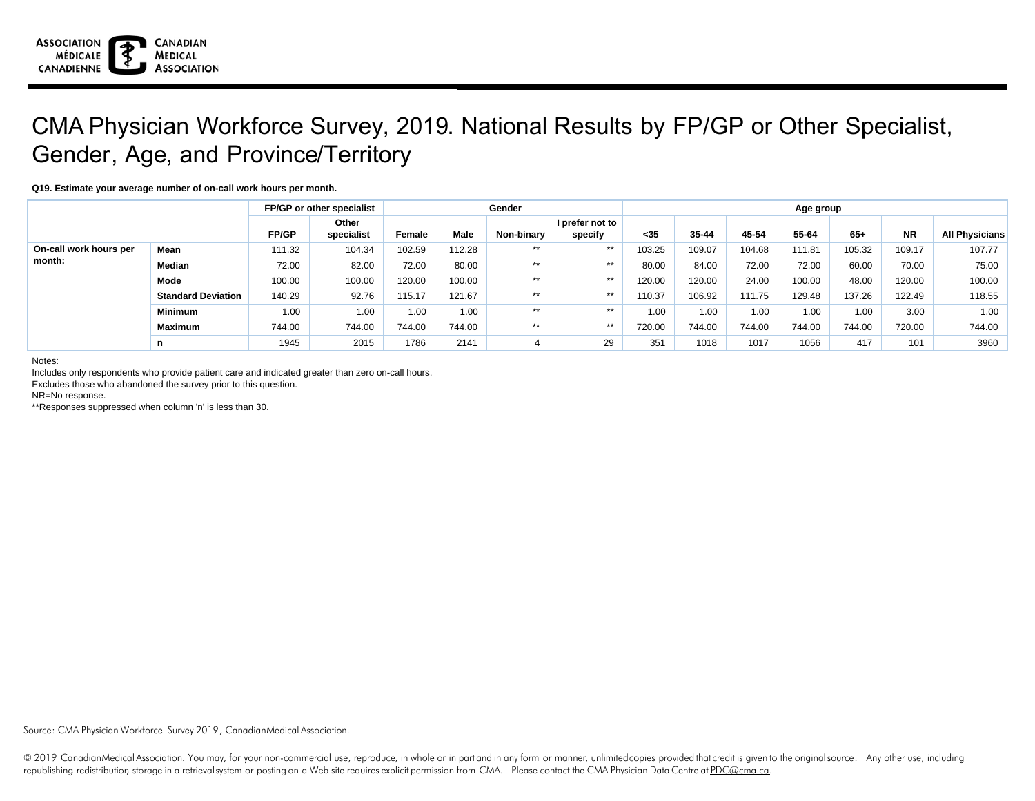ASSOCIATION MÉDICALE CANADIENNE | CANADIAN MEDICAL ASSOCIATION

# CMA Physician Workforce Survey, 2019. National Results by FP/GP or Other Specialist, Gender, Age, and Province/Territory

**Q19. Estimate your average number of on-call work hours per month.**

| | | FP/GP or other specialist | | Gender | | | | Age group | | | | | | |
|---|---|---|---|---|---|---|---|---|---|---|---|---|---|---|
| | | **FP/GP** | **Other specialist** | **Female** | **Male** | **Non-binary** | **I prefer not to specify** | **<35** | **35-44** | **45-54** | **55-64** | **65+** | **NR** | **All Physicians** |
| **On-call work hours per month:** | **Mean** | 111.32 | 104.34 | 102.59 | 112.28 | ** | ** | 103.25 | 109.07 | 104.68 | 111.81 | 105.32 | 109.17 | 107.77 |
| | **Median** | 72.00 | 82.00 | 72.00 | 80.00 | ** | ** | 80.00 | 84.00 | 72.00 | 72.00 | 60.00 | 70.00 | 75.00 |
| | **Mode** | 100.00 | 100.00 | 120.00 | 100.00 | ** | ** | 120.00 | 120.00 | 24.00 | 100.00 | 48.00 | 120.00 | 100.00 |
| | **Standard Deviation** | 140.29 | 92.76 | 115.17 | 121.67 | ** | ** | 110.37 | 106.92 | 111.75 | 129.48 | 137.26 | 122.49 | 118.55 |
| | **Minimum** | 1.00 | 1.00 | 1.00 | 1.00 | ** | ** | 1.00 | 1.00 | 1.00 | 1.00 | 1.00 | 3.00 | 1.00 |
| | **Maximum** | 744.00 | 744.00 | 744.00 | 744.00 | ** | ** | 720.00 | 744.00 | 744.00 | 744.00 | 744.00 | 720.00 | 744.00 |
| | **n** | 1945 | 2015 | 1786 | 2141 | 4 | 29 | 351 | 1018 | 1017 | 1056 | 417 | 101 | 3960 |

Notes:
Includes only respondents who provide patient care and indicated greater than zero on-call hours.
Excludes those who abandoned the survey prior to this question.
NR=No response.
**Responses suppressed when column 'n' is less than 30.

Source: CMA Physician Workforce Survey 2019, Canadian Medical Association.

© 2019 Canadian Medical Association. You may, for your non-commercial use, reproduce, in whole or in part and in any form or manner, unlimited copies provided that credit is given to the original source. Any other use, including republishing, redistribution, storage in a retrieval system or posting on a Web site requires explicit permission from CMA. Please contact the CMA Physician Data Centre at PDC@cma.ca.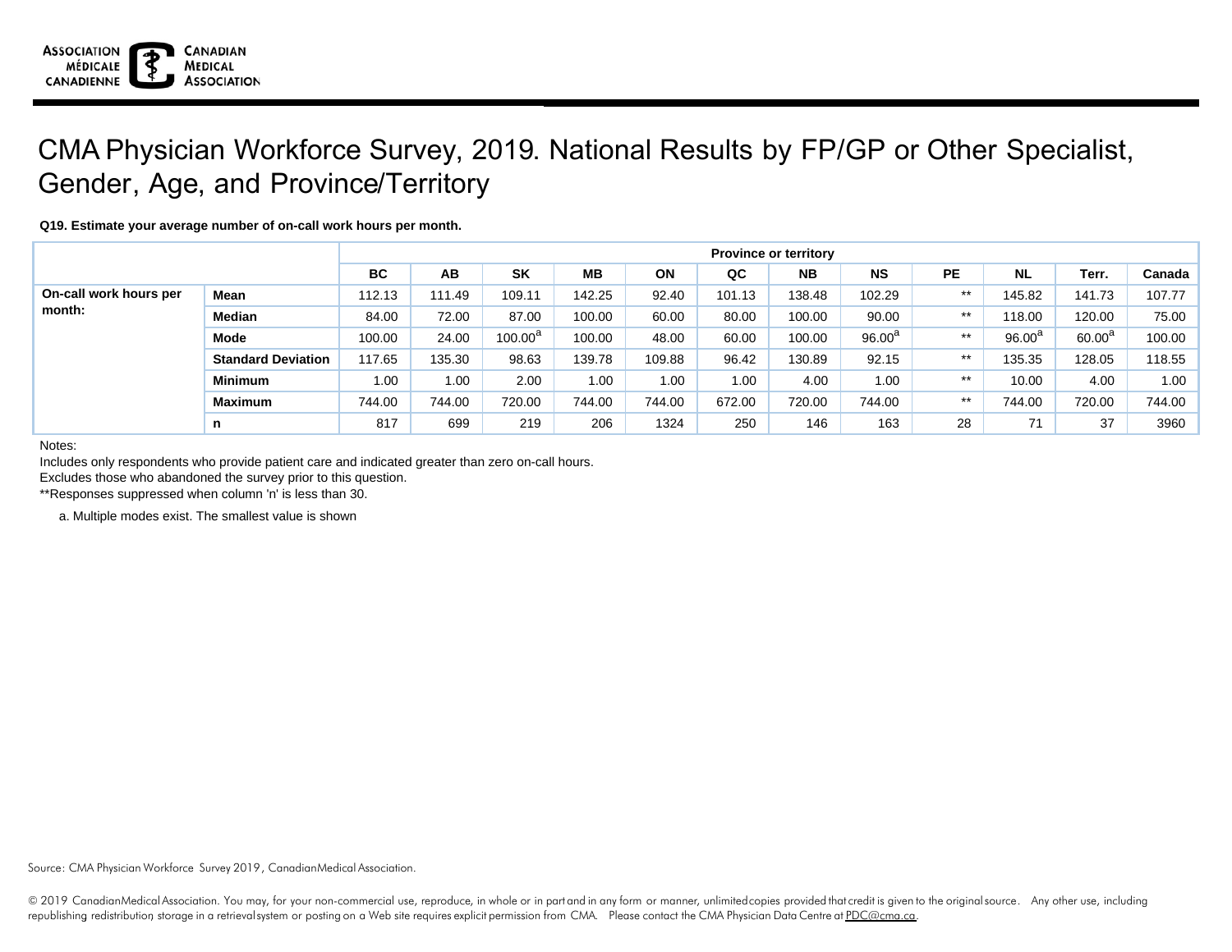# CMA Physician Workforce Survey, 2019. National Results by FP/GP or Other Specialist, Gender, Age, and Province/Territory

**Q19. Estimate your average number of on-call work hours per month.**

| | | Province or territory | | | | | | | | | | | |
|---|---|---|---|---|---|---|---|---|---|---|---|---|---|
| | | **BC** | **AB** | **SK** | **MB** | **ON** | **QC** | **NB** | **NS** | **PE** | **NL** | **Terr.** | **Canada** |
| **On-call work hours per month:** | **Mean** | 112.13 | 111.49 | 109.11 | 142.25 | 92.40 | 101.13 | 138.48 | 102.29 | ** | 145.82 | 141.73 | 107.77 |
| | **Median** | 84.00 | 72.00 | 87.00 | 100.00 | 60.00 | 80.00 | 100.00 | 90.00 | ** | 118.00 | 120.00 | 75.00 |
| | **Mode** | 100.00 | 24.00 | 100.00[a] | 100.00 | 48.00 | 60.00 | 100.00 | 96.00[a] | ** | 96.00[a] | 60.00[a] | 100.00 |
| | **Standard Deviation** | 117.65 | 135.30 | 98.63 | 139.78 | 109.88 | 96.42 | 130.89 | 92.15 | ** | 135.35 | 128.05 | 118.55 |
| | **Minimum** | 1.00 | 1.00 | 2.00 | 1.00 | 1.00 | 1.00 | 4.00 | 1.00 | ** | 10.00 | 4.00 | 1.00 |
| | **Maximum** | 744.00 | 744.00 | 720.00 | 744.00 | 744.00 | 672.00 | 720.00 | 744.00 | ** | 744.00 | 720.00 | 744.00 |
| | **n** | 817 | 699 | 219 | 206 | 1324 | 250 | 146 | 163 | 28 | 71 | 37 | 3960 |

Notes:

Includes only respondents who provide patient care and indicated greater than zero on-call hours.

Excludes those who abandoned the survey prior to this question.

**Responses suppressed when column 'n' is less than 30.

a. Multiple modes exist. The smallest value is shown

Source: CMA Physician Workforce Survey 2019, Canadian Medical Association.

© 2019 Canadian Medical Association. You may, for your non-commercial use, reproduce, in whole or in part and in any form or manner, unlimited copies provided that credit is given to the original source. Any other use, including republishing redistribution, storage in a retrieval system or posting on a Web site requires explicit permission from CMA. Please contact the CMA Physician Data Centre at PDC@cma.ca.